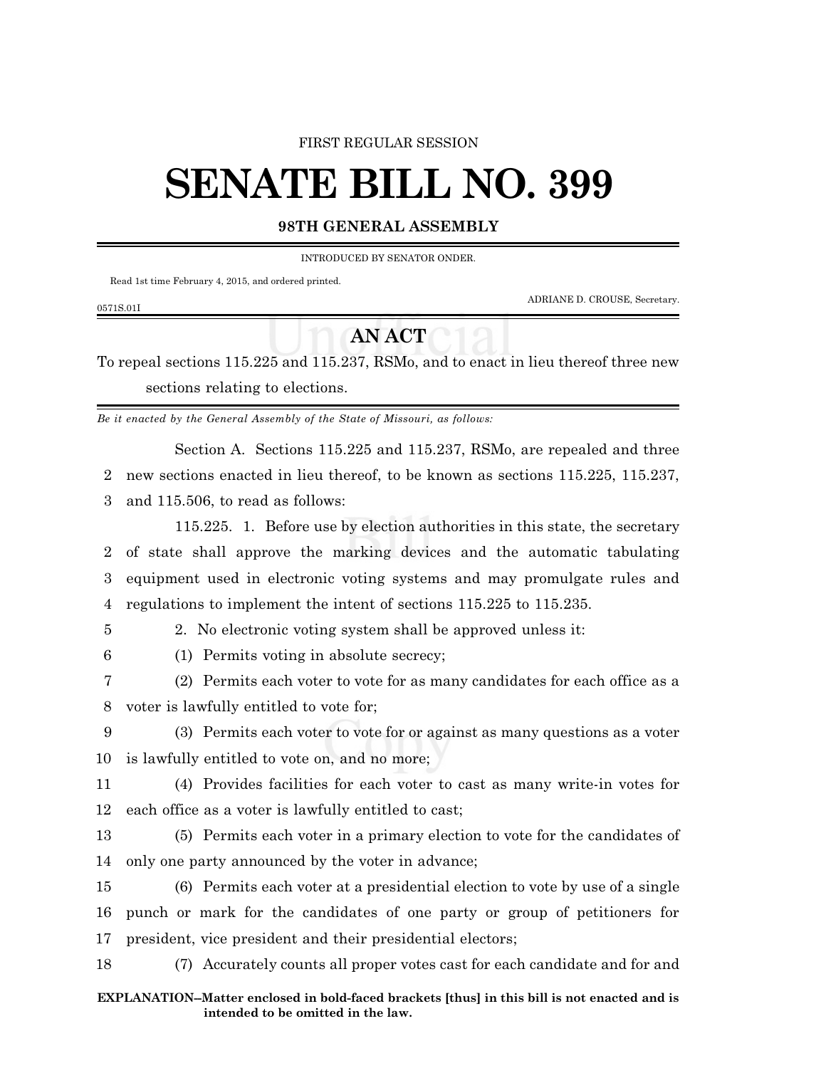FIRST REGULAR SESSION

# SENATE BILL NO. 399

**98TH GENERAL ASSEMBLY**

INTRODUCED BY SENATOR ONDER.

Read 1st time February 4, 2015, and ordered printed.

ADRIANE D. CROUSE, Secretary.

0571S.01I

## AN ACT

To repeal sections 115.225 and 115.237, RSMo, and to enact in lieu thereof three new sections relating to elections.

*Be it enacted by the General Assembly of the State of Missouri, as follows:*

Section A. Sections 115.225 and 115.237, RSMo, are repealed and three new sections enacted in lieu thereof, to be known as sections 115.225, 115.237, and 115.506, to read as follows:

115.225. 1. Before use by election authorities in this state, the secretary of state shall approve the marking devices and the automatic tabulating equipment used in electronic voting systems and may promulgate rules and regulations to implement the intent of sections 115.225 to 115.235.

2. No electronic voting system shall be approved unless it:

(1) Permits voting in absolute secrecy;

(2) Permits each voter to vote for as many candidates for each office as a voter is lawfully entitled to vote for;

(3) Permits each voter to vote for or against as many questions as a voter is lawfully entitled to vote on, and no more;

(4) Provides facilities for each voter to cast as many write-in votes for each office as a voter is lawfully entitled to cast;

(5) Permits each voter in a primary election to vote for the candidates of only one party announced by the voter in advance;

(6) Permits each voter at a presidential election to vote by use of a single punch or mark for the candidates of one party or group of petitioners for president, vice president and their presidential electors;

(7) Accurately counts all proper votes cast for each candidate and for and

**EXPLANATION–Matter enclosed in bold-faced brackets [thus] in this bill is not enacted and is intended to be omitted in the law.**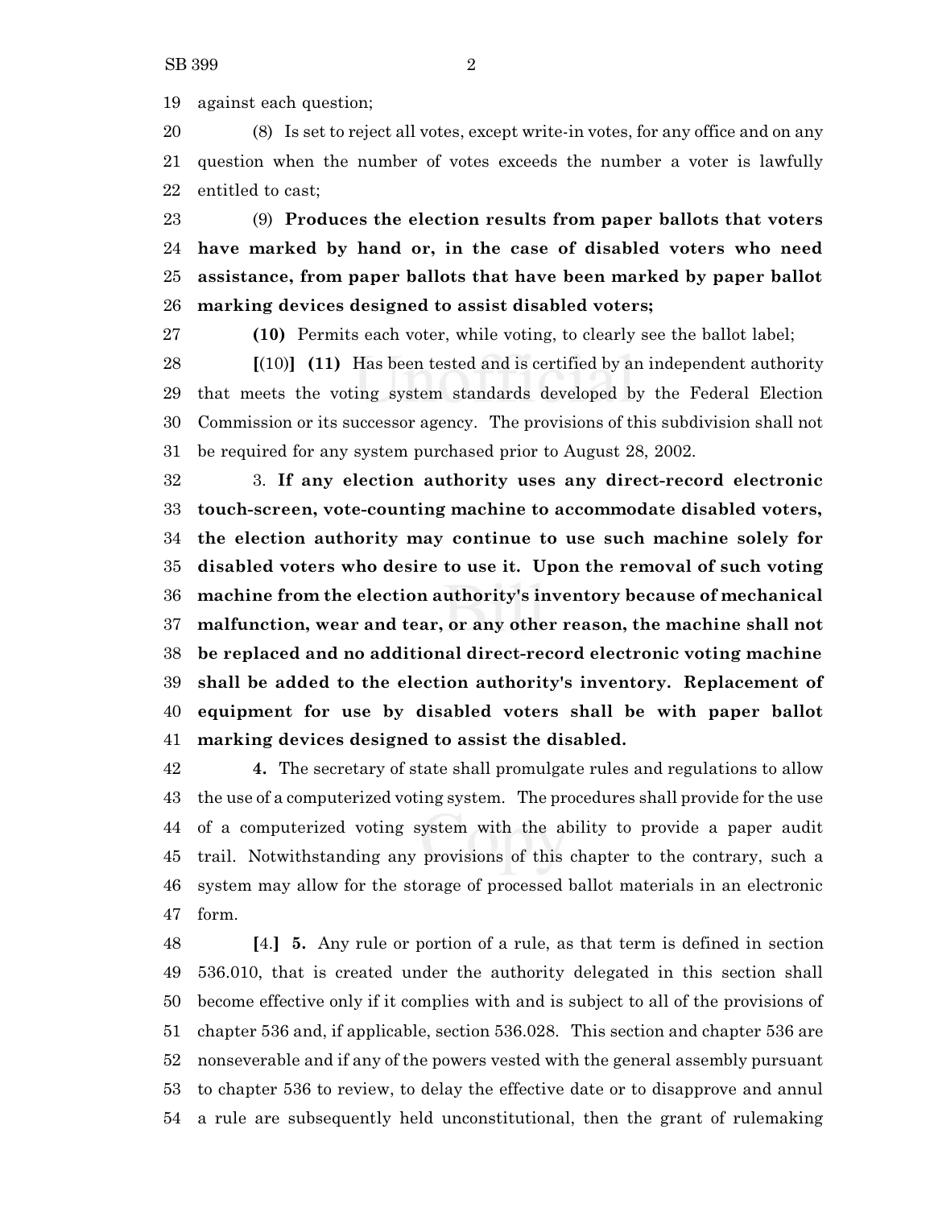against each question;

(8) Is set to reject all votes, except write-in votes, for any office and on any question when the number of votes exceeds the number a voter is lawfully entitled to cast;

(9) **Produces the election results from paper ballots that voters have marked by hand or, in the case of disabled voters who need assistance, from paper ballots that have been marked by paper ballot marking devices designed to assist disabled voters;**

**(10)** Permits each voter, while voting, to clearly see the ballot label;

**[**(10)**] (11)** Has been tested and is certified by an independent authority that meets the voting system standards developed by the Federal Election Commission or its successor agency. The provisions of this subdivision shall not be required for any system purchased prior to August 28, 2002.

3. **If any election authority uses any direct-record electronic touch-screen, vote-counting machine to accommodate disabled voters, the election authority may continue to use such machine solely for disabled voters who desire to use it. Upon the removal of such voting machine from the election authority's inventory because of mechanical malfunction, wear and tear, or any other reason, the machine shall not be replaced and no additional direct-record electronic voting machine shall be added to the election authority's inventory. Replacement of equipment for use by disabled voters shall be with paper ballot marking devices designed to assist the disabled.**

**4.** The secretary of state shall promulgate rules and regulations to allow the use of a computerized voting system. The procedures shall provide for the use of a computerized voting system with the ability to provide a paper audit trail. Notwithstanding any provisions of this chapter to the contrary, such a system may allow for the storage of processed ballot materials in an electronic form.

**[**4.**] 5.** Any rule or portion of a rule, as that term is defined in section 536.010, that is created under the authority delegated in this section shall become effective only if it complies with and is subject to all of the provisions of chapter 536 and, if applicable, section 536.028. This section and chapter 536 are nonseverable and if any of the powers vested with the general assembly pursuant to chapter 536 to review, to delay the effective date or to disapprove and annul a rule are subsequently held unconstitutional, then the grant of rulemaking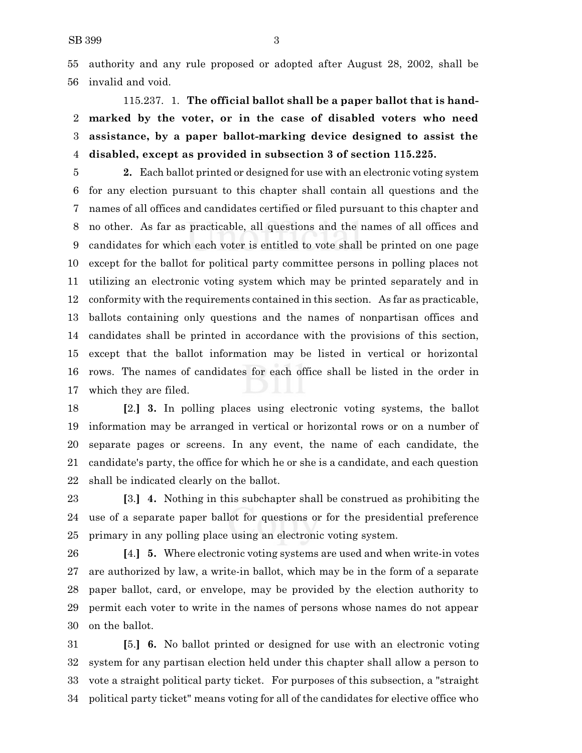authority and any rule proposed or adopted after August 28, 2002, shall be invalid and void.

115.237. 1. **The official ballot shall be a paper ballot that is hand-marked by the voter, or in the case of disabled voters who need assistance, by a paper ballot-marking device designed to assist the disabled, except as provided in subsection 3 of section 115.225.**

**2.** Each ballot printed or designed for use with an electronic voting system for any election pursuant to this chapter shall contain all questions and the names of all offices and candidates certified or filed pursuant to this chapter and no other. As far as practicable, all questions and the names of all offices and candidates for which each voter is entitled to vote shall be printed on one page except for the ballot for political party committee persons in polling places not utilizing an electronic voting system which may be printed separately and in conformity with the requirements contained in this section. As far as practicable, ballots containing only questions and the names of nonpartisan offices and candidates shall be printed in accordance with the provisions of this section, except that the ballot information may be listed in vertical or horizontal rows. The names of candidates for each office shall be listed in the order in which they are filed.

**[**2.**]** **3.** In polling places using electronic voting systems, the ballot information may be arranged in vertical or horizontal rows or on a number of separate pages or screens. In any event, the name of each candidate, the candidate's party, the office for which he or she is a candidate, and each question shall be indicated clearly on the ballot.

**[**3.**]** **4.** Nothing in this subchapter shall be construed as prohibiting the use of a separate paper ballot for questions or for the presidential preference primary in any polling place using an electronic voting system.

**[**4.**]** **5.** Where electronic voting systems are used and when write-in votes are authorized by law, a write-in ballot, which may be in the form of a separate paper ballot, card, or envelope, may be provided by the election authority to permit each voter to write in the names of persons whose names do not appear on the ballot.

**[**5.**]** **6.** No ballot printed or designed for use with an electronic voting system for any partisan election held under this chapter shall allow a person to vote a straight political party ticket. For purposes of this subsection, a "straight political party ticket" means voting for all of the candidates for elective office who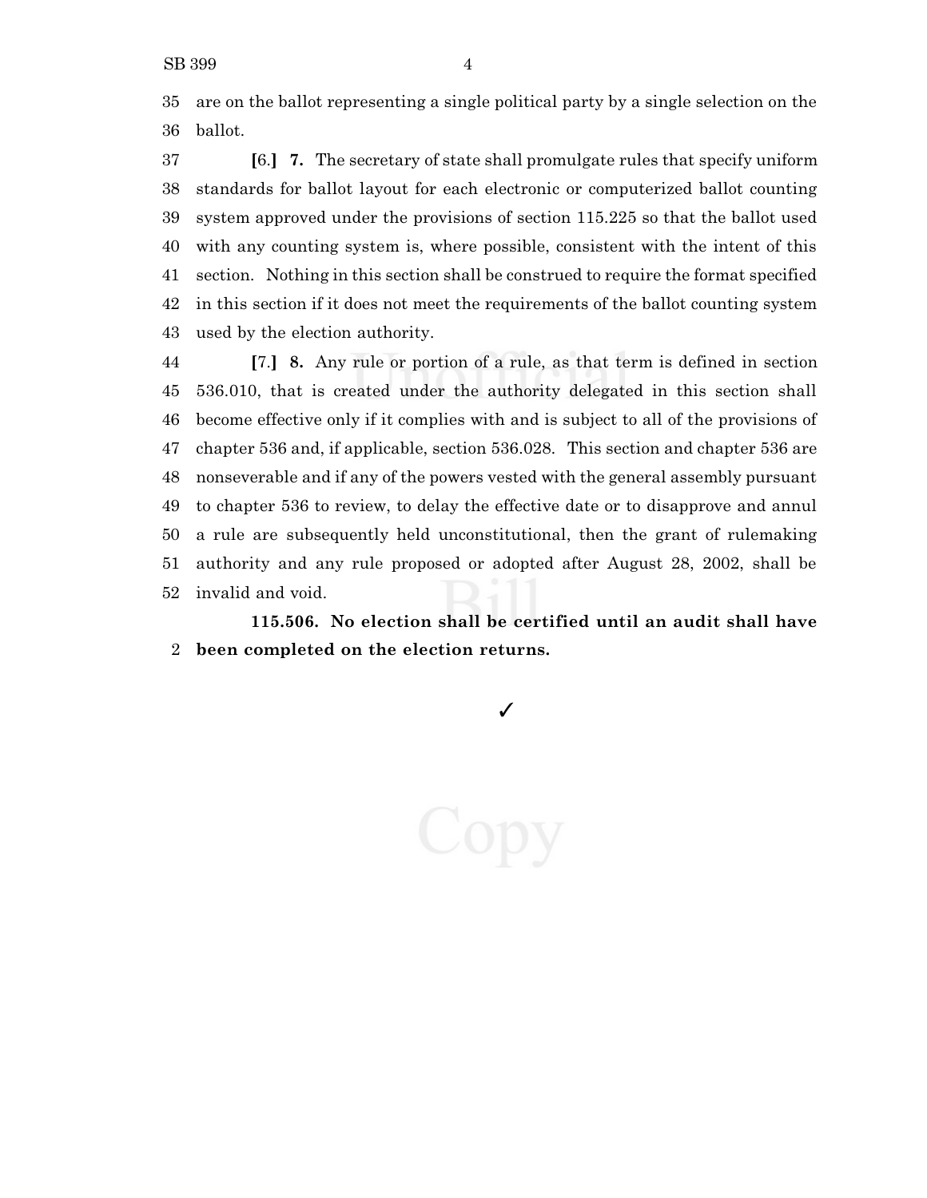35 are on the ballot representing a single political party by a single selection on the
36 ballot.

37 [6.] **7.** The secretary of state shall promulgate rules that specify uniform
38 standards for ballot layout for each electronic or computerized ballot counting
39 system approved under the provisions of section 115.225 so that the ballot used
40 with any counting system is, where possible, consistent with the intent of this
41 section. Nothing in this section shall be construed to require the format specified
42 in this section if it does not meet the requirements of the ballot counting system
43 used by the election authority.

44 [7.] **8.** Any rule or portion of a rule, as that term is defined in section
45 536.010, that is created under the authority delegated in this section shall
46 become effective only if it complies with and is subject to all of the provisions of
47 chapter 536 and, if applicable, section 536.028. This section and chapter 536 are
48 nonseverable and if any of the powers vested with the general assembly pursuant
49 to chapter 536 to review, to delay the effective date or to disapprove and annul
50 a rule are subsequently held unconstitutional, then the grant of rulemaking
51 authority and any rule proposed or adopted after August 28, 2002, shall be
52 invalid and void.

**115.506. No election shall be certified until an audit shall have**
2 **been completed on the election returns.**

✓